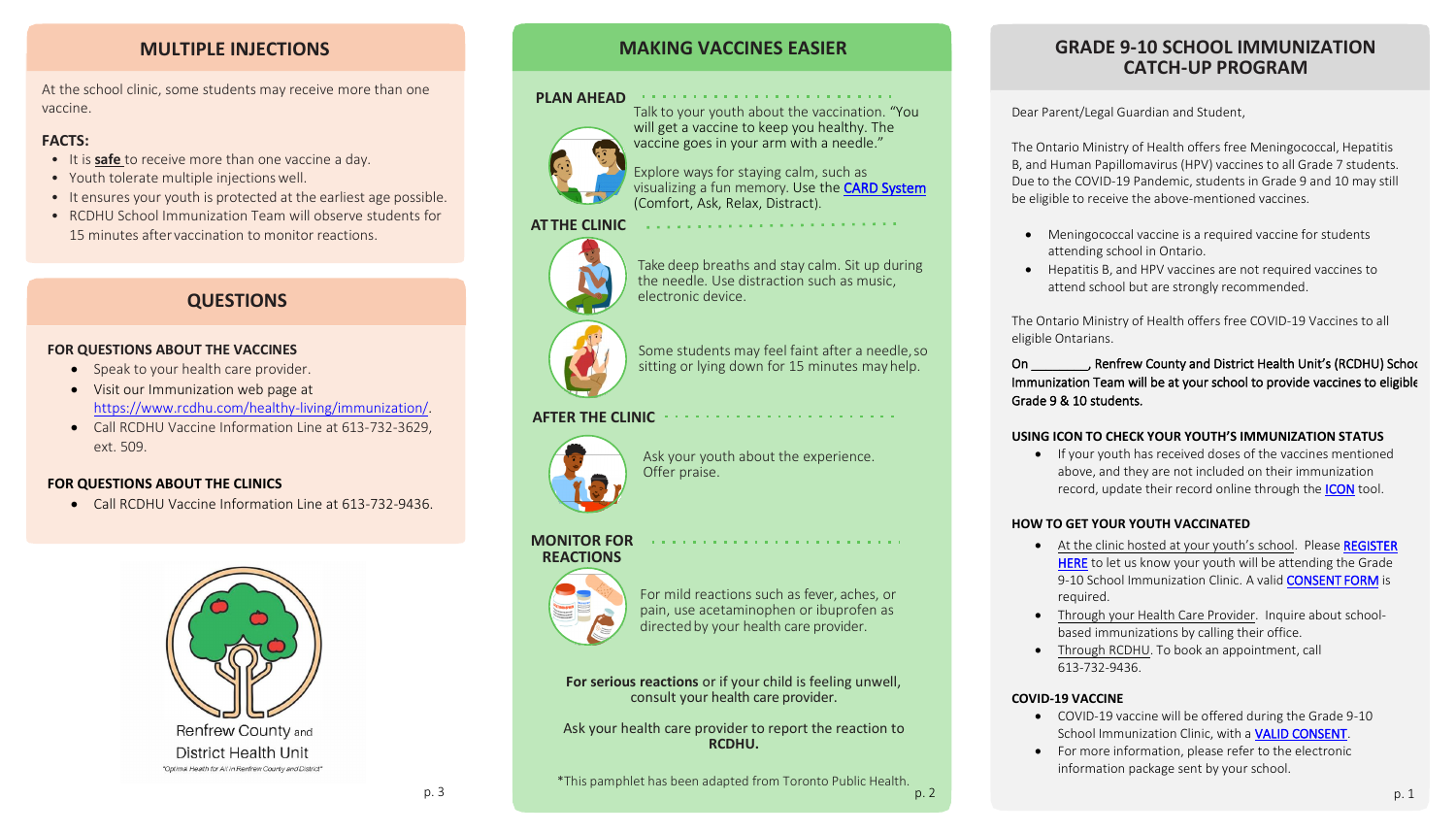## MULTIPLE INJECTIONS

At the school clinic, some students may receive more than one vaccine.

**FACTS:**

- It is **safe** to receive more than one vaccine a day.
- Youth tolerate multiple injections well.
- It ensures your youth is protected at the earliest age possible.
- RCDHU School Immunization Team will observe students for 15 minutes after vaccination to monitor reactions.

## QUESTIONS

**FOR QUESTIONS ABOUT THE VACCINES**

- Speak to your health care provider.
- Visit our Immunization web page at https://www.rcdhu.com/healthy-living/immunization/.
- Call RCDHU Vaccine Information Line at 613-732-3629, ext. 509.

**FOR QUESTIONS ABOUT THE CLINICS**

- Call RCDHU Vaccine Information Line at 613-732-9436.

Renfrew County and District Health Unit

*"Optimal Health for All in Renfrew County and District"*

## MAKING VACCINES EASIER

**PLAN AHEAD**

Talk to your youth about the vaccination. "You will get a vaccine to keep you healthy. The vaccine goes in your arm with a needle."

Explore ways for staying calm, such as visualizing a fun memory. Use the CARD System (Comfort, Ask, Relax, Distract).

**AT THE CLINIC**

Take deep breaths and stay calm. Sit up during the needle. Use distraction such as music, electronic device.

Some students may feel faint after a needle, so sitting or lying down for 15 minutes may help.

**AFTER THE CLINIC**

Ask your youth about the experience. Offer praise.

**MONITOR FOR REACTIONS**

For mild reactions such as fever, aches, or pain, use acetaminophen or ibuprofen as directed by your health care provider.

**For serious reactions** or if your child is feeling unwell, consult your health care provider.

Ask your health care provider to report the reaction to **RCDHU.**

*This pamphlet has been adapted from Toronto Public Health.

## GRADE 9-10 SCHOOL IMMUNIZATION CATCH-UP PROGRAM

Dear Parent/Legal Guardian and Student,

The Ontario Ministry of Health offers free Meningococcal, Hepatitis B, and Human Papillomavirus (HPV) vaccines to all Grade 7 students. Due to the COVID-19 Pandemic, students in Grade 9 and 10 may still be eligible to receive the above-mentioned vaccines.

- Meningococcal vaccine is a required vaccine for students attending school in Ontario.
- Hepatitis B, and HPV vaccines are not required vaccines to attend school but are strongly recommended.

The Ontario Ministry of Health offers free COVID-19 Vaccines to all eligible Ontarians.

**On ________, Renfrew County and District Health Unit's (RCDHU) School Immunization Team will be at your school to provide vaccines to eligible Grade 9 & 10 students.**

**USING ICON TO CHECK YOUR YOUTH'S IMMUNIZATION STATUS**

- If your youth has received doses of the vaccines mentioned above, and they are not included on their immunization record, update their record online through the ICON tool.

**HOW TO GET YOUR YOUTH VACCINATED**

- At the clinic hosted at your youth's school. Please REGISTER HERE to let us know your youth will be attending the Grade 9-10 School Immunization Clinic. A valid CONSENT FORM is required.
- Through your Health Care Provider. Inquire about school-based immunizations by calling their office.
- Through RCDHU. To book an appointment, call 613-732-9436.

**COVID-19 VACCINE**

- COVID-19 vaccine will be offered during the Grade 9-10 School Immunization Clinic, with a VALID CONSENT.
- For more information, please refer to the electronic information package sent by your school.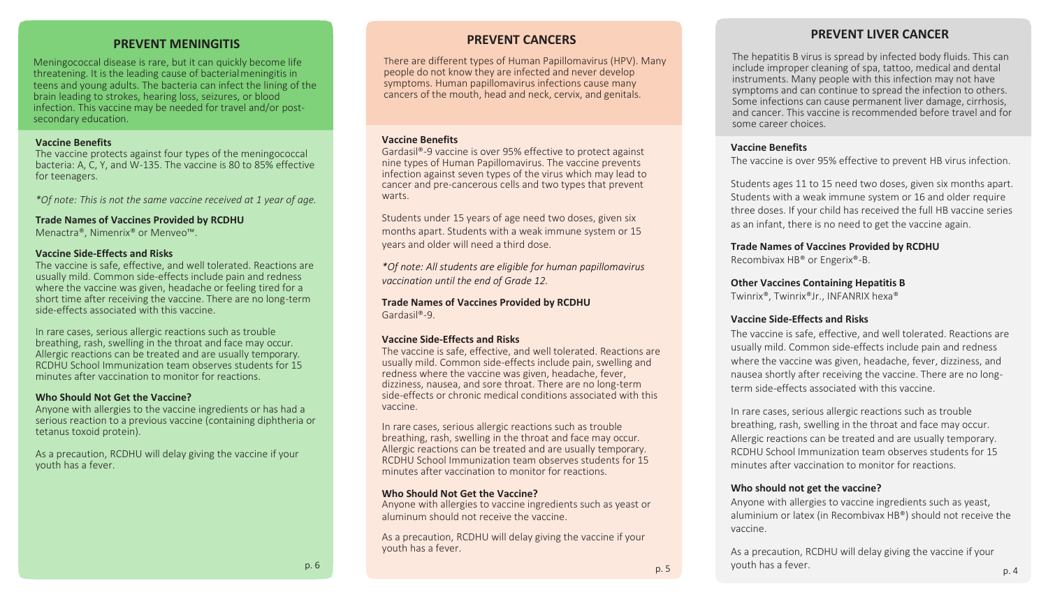## PREVENT MENINGITIS

Meningococcal disease is rare, but it can quickly become life threatening. It is the leading cause of bacterial meningitis in teens and young adults. The bacteria can infect the lining of the brain leading to strokes, hearing loss, seizures, or blood infection. This vaccine may be needed for travel and/or post-secondary education.

**Vaccine Benefits**
The vaccine protects against four types of the meningococcal bacteria: A, C, Y, and W-135. The vaccine is 80 to 85% effective for teenagers.

*\*Of note: This is not the same vaccine received at 1 year of age.*

**Trade Names of Vaccines Provided by RCDHU**
Menactra®, Nimenrix® or Menveo™.

**Vaccine Side-Effects and Risks**
The vaccine is safe, effective, and well tolerated. Reactions are usually mild. Common side-effects include pain and redness where the vaccine was given, headache or feeling tired for a short time after receiving the vaccine. There are no long-term side-effects associated with this vaccine.

In rare cases, serious allergic reactions such as trouble breathing, rash, swelling in the throat and face may occur. Allergic reactions can be treated and are usually temporary. RCDHU School Immunization team observes students for 15 minutes after vaccination to monitor for reactions.

**Who Should Not Get the Vaccine?**
Anyone with allergies to the vaccine ingredients or has had a serious reaction to a previous vaccine (containing diphtheria or tetanus toxoid protein).

As a precaution, RCDHU will delay giving the vaccine if your youth has a fever.

## PREVENT CANCERS

There are different types of Human Papillomavirus (HPV). Many people do not know they are infected and never develop symptoms. Human papillomavirus infections cause many cancers of the mouth, head and neck, cervix, and genitals.

**Vaccine Benefits**
Gardasil®-9 vaccine is over 95% effective to protect against nine types of Human Papillomavirus. The vaccine prevents infection against seven types of the virus which may lead to cancer and pre-cancerous cells and two types that prevent warts.

Students under 15 years of age need two doses, given six months apart. Students with a weak immune system or 15 years and older will need a third dose.

*\*Of note: All students are eligible for human papillomavirus vaccination until the end of Grade 12.*

**Trade Names of Vaccines Provided by RCDHU**
Gardasil®-9.

**Vaccine Side-Effects and Risks**
The vaccine is safe, effective, and well tolerated. Reactions are usually mild. Common side-effects include pain, swelling and redness where the vaccine was given, headache, fever, dizziness, nausea, and sore throat. There are no long-term side-effects or chronic medical conditions associated with this vaccine.

In rare cases, serious allergic reactions such as trouble breathing, rash, swelling in the throat and face may occur. Allergic reactions can be treated and are usually temporary. RCDHU School Immunization team observes students for 15 minutes after vaccination to monitor for reactions.

**Who Should Not Get the Vaccine?**
Anyone with allergies to vaccine ingredients such as yeast or aluminum should not receive the vaccine.

As a precaution, RCDHU will delay giving the vaccine if your youth has a fever.

## PREVENT LIVER CANCER

The hepatitis B virus is spread by infected body fluids. This can include improper cleaning of spa, tattoo, medical and dental instruments. Many people with this infection may not have symptoms and can continue to spread the infection to others. Some infections can cause permanent liver damage, cirrhosis, and cancer. This vaccine is recommended before travel and for some career choices.

**Vaccine Benefits**
The vaccine is over 95% effective to prevent HB virus infection.

Students ages 11 to 15 need two doses, given six months apart. Students with a weak immune system or 16 and older require three doses. If your child has received the full HB vaccine series as an infant, there is no need to get the vaccine again.

**Trade Names of Vaccines Provided by RCDHU**
Recombivax HB® or Engerix®-B.

**Other Vaccines Containing Hepatitis B**
Twinrix®, Twinrix®Jr., INFANRIX hexa®

**Vaccine Side-Effects and Risks**
The vaccine is safe, effective, and well tolerated. Reactions are usually mild. Common side-effects include pain and redness where the vaccine was given, headache, fever, dizziness, and nausea shortly after receiving the vaccine. There are no long-term side-effects associated with this vaccine.

In rare cases, serious allergic reactions such as trouble breathing, rash, swelling in the throat and face may occur. Allergic reactions can be treated and are usually temporary. RCDHU School Immunization team observes students for 15 minutes after vaccination to monitor for reactions.

**Who should not get the vaccine?**
Anyone with allergies to vaccine ingredients such as yeast, aluminium or latex (in Recombivax HB®) should not receive the vaccine.

As a precaution, RCDHU will delay giving the vaccine if your youth has a fever.